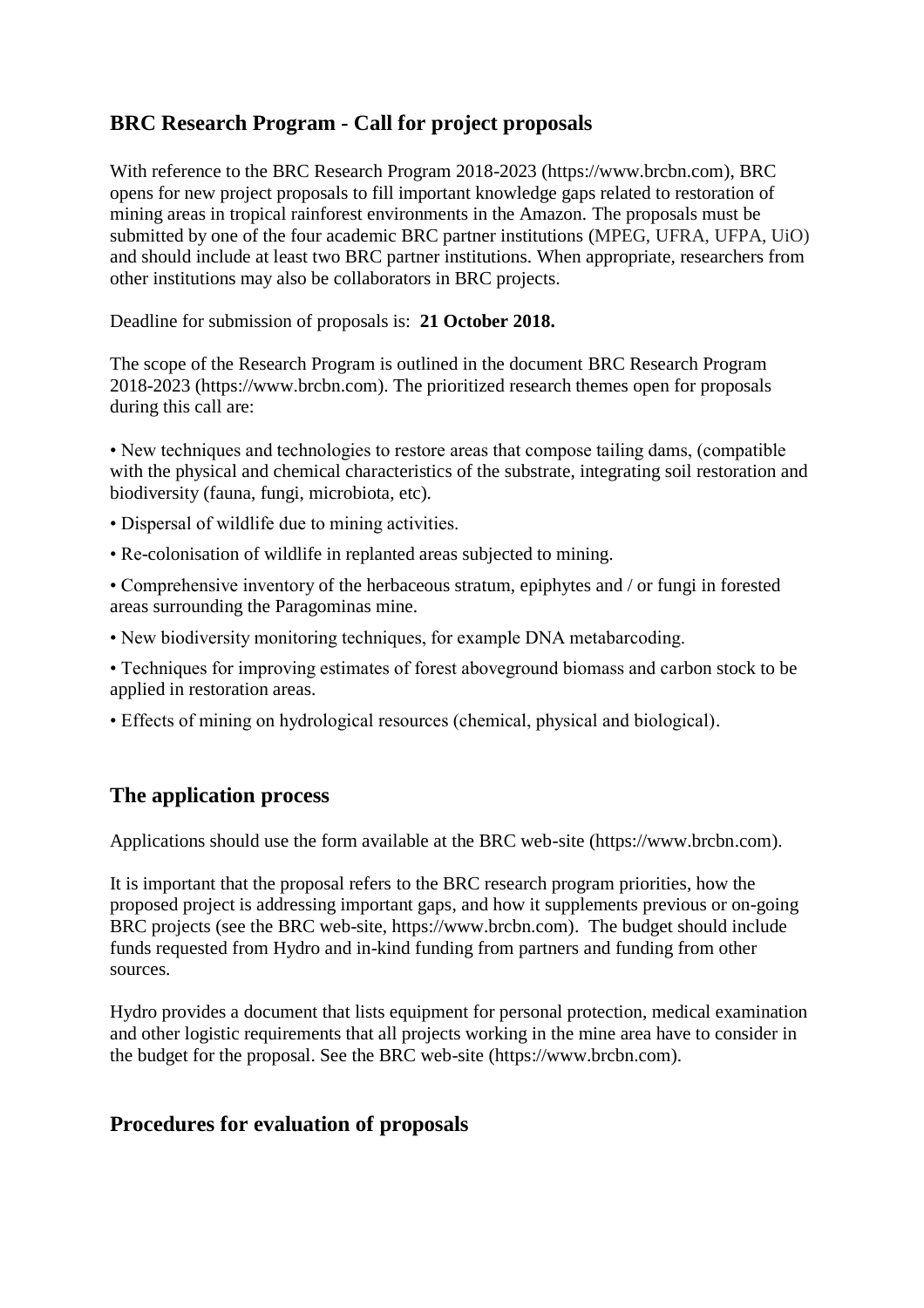## BRC Research Program - Call for project proposals

With reference to the BRC Research Program 2018-2023 (https://www.brcbn.com), BRC opens for new project proposals to fill important knowledge gaps related to restoration of mining areas in tropical rainforest environments in the Amazon. The proposals must be submitted by one of the four academic BRC partner institutions (MPEG, UFRA, UFPA, UiO) and should include at least two BRC partner institutions. When appropriate, researchers from other institutions may also be collaborators in BRC projects.

Deadline for submission of proposals is: **21 October 2018.**

The scope of the Research Program is outlined in the document BRC Research Program 2018-2023 (https://www.brcbn.com). The prioritized research themes open for proposals during this call are:

- New techniques and technologies to restore areas that compose tailing dams, (compatible with the physical and chemical characteristics of the substrate, integrating soil restoration and biodiversity (fauna, fungi, microbiota, etc).
- Dispersal of wildlife due to mining activities.
- Re-colonisation of wildlife in replanted areas subjected to mining.
- Comprehensive inventory of the herbaceous stratum, epiphytes and / or fungi in forested areas surrounding the Paragominas mine.
- New biodiversity monitoring techniques, for example DNA metabarcoding.
- Techniques for improving estimates of forest aboveground biomass and carbon stock to be applied in restoration areas.
- Effects of mining on hydrological resources (chemical, physical and biological).

## The application process

Applications should use the form available at the BRC web-site (https://www.brcbn.com).

It is important that the proposal refers to the BRC research program priorities, how the proposed project is addressing important gaps, and how it supplements previous or on-going BRC projects (see the BRC web-site, https://www.brcbn.com). The budget should include funds requested from Hydro and in-kind funding from partners and funding from other sources.

Hydro provides a document that lists equipment for personal protection, medical examination and other logistic requirements that all projects working in the mine area have to consider in the budget for the proposal. See the BRC web-site (https://www.brcbn.com).

## Procedures for evaluation of proposals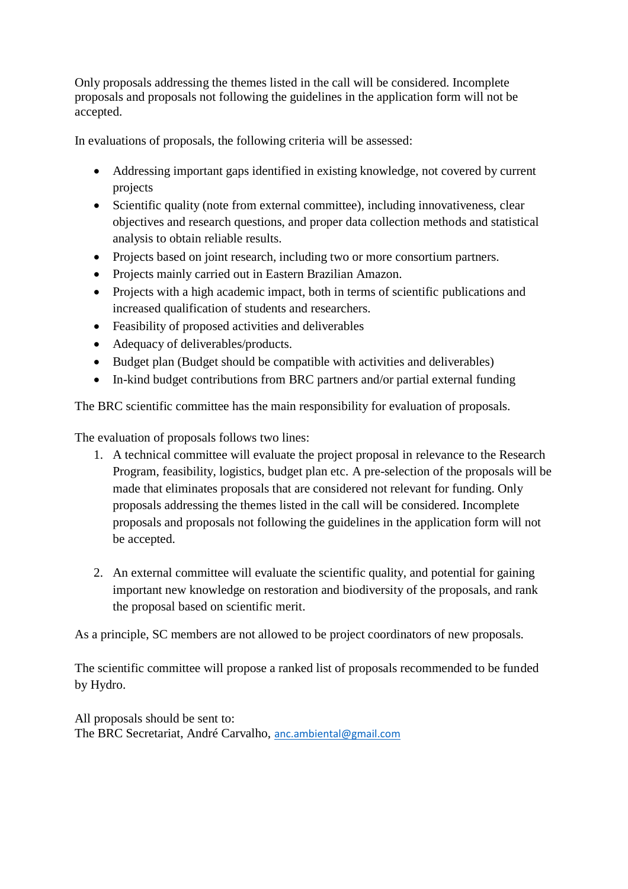Only proposals addressing the themes listed in the call will be considered. Incomplete proposals and proposals not following the guidelines in the application form will not be accepted.

In evaluations of proposals, the following criteria will be assessed:

- Addressing important gaps identified in existing knowledge, not covered by current projects
- Scientific quality (note from external committee), including innovativeness, clear objectives and research questions, and proper data collection methods and statistical analysis to obtain reliable results.
- Projects based on joint research, including two or more consortium partners.
- Projects mainly carried out in Eastern Brazilian Amazon.
- Projects with a high academic impact, both in terms of scientific publications and increased qualification of students and researchers.
- Feasibility of proposed activities and deliverables
- Adequacy of deliverables/products.
- Budget plan (Budget should be compatible with activities and deliverables)
- In-kind budget contributions from BRC partners and/or partial external funding

The BRC scientific committee has the main responsibility for evaluation of proposals.

The evaluation of proposals follows two lines:

1. A technical committee will evaluate the project proposal in relevance to the Research Program, feasibility, logistics, budget plan etc. A pre-selection of the proposals will be made that eliminates proposals that are considered not relevant for funding. Only proposals addressing the themes listed in the call will be considered. Incomplete proposals and proposals not following the guidelines in the application form will not be accepted.

2. An external committee will evaluate the scientific quality, and potential for gaining important new knowledge on restoration and biodiversity of the proposals, and rank the proposal based on scientific merit.

As a principle, SC members are not allowed to be project coordinators of new proposals.

The scientific committee will propose a ranked list of proposals recommended to be funded by Hydro.

All proposals should be sent to:
The BRC Secretariat, André Carvalho, anc.ambiental@gmail.com